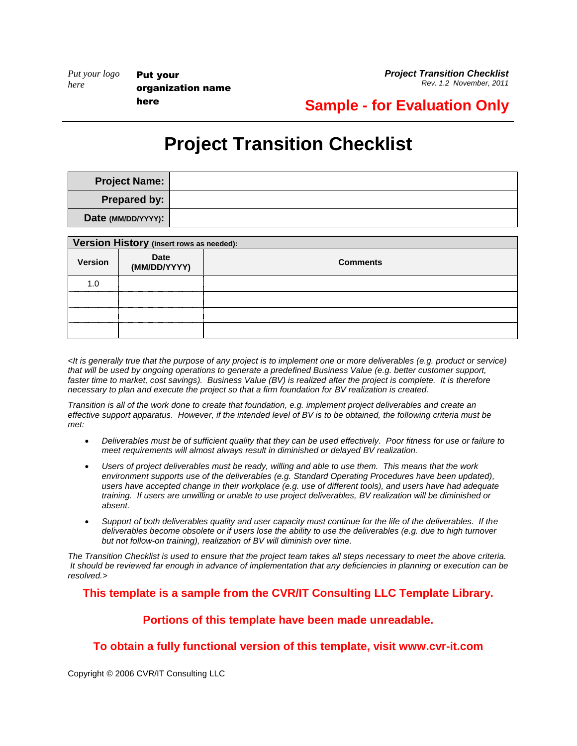Put your logo here

**Put your organization name here**

***Project Transition Checklist***
*Rev. 1.2 November, 2011*

**Sample - for Evaluation Only**

# Project Transition Checklist

| | |
|---|---|
| **Project Name:** | |
| **Prepared by:** | |
| **Date (MM/DD/YYYY):** | |

**Version History** (insert rows as needed):

| Version | Date (MM/DD/YYYY) | Comments |
|---|---|---|
| 1.0 | | |
| | | |
| | | |
| | | |

*<It is generally true that the purpose of any project is to implement one or more deliverables (e.g. product or service) that will be used by ongoing operations to generate a predefined Business Value (e.g. better customer support, faster time to market, cost savings). Business Value (BV) is realized after the project is complete. It is therefore necessary to plan and execute the project so that a firm foundation for BV realization is created.*

*Transition is all of the work done to create that foundation, e.g. implement project deliverables and create an effective support apparatus. However, if the intended level of BV is to be obtained, the following criteria must be met:*

- *Deliverables must be of sufficient quality that they can be used effectively. Poor fitness for use or failure to meet requirements will almost always result in diminished or delayed BV realization.*
- *Users of project deliverables must be ready, willing and able to use them. This means that the work environment supports use of the deliverables (e.g. Standard Operating Procedures have been updated), users have accepted change in their workplace (e.g. use of different tools), and users have had adequate training. If users are unwilling or unable to use project deliverables, BV realization will be diminished or absent.*
- *Support of both deliverables quality and user capacity must continue for the life of the deliverables. If the deliverables become obsolete or if users lose the ability to use the deliverables (e.g. due to high turnover but not follow-on training), realization of BV will diminish over time.*

*The Transition Checklist is used to ensure that the project team takes all steps necessary to meet the above criteria. It should be reviewed far enough in advance of implementation that any deficiencies in planning or execution can be resolved.>*

**This template is a sample from the CVR/IT Consulting LLC Template Library.**

**Portions of this template have been made unreadable.**

**To obtain a fully functional version of this template, visit www.cvr-it.com**

Copyright © 2006 CVR/IT Consulting LLC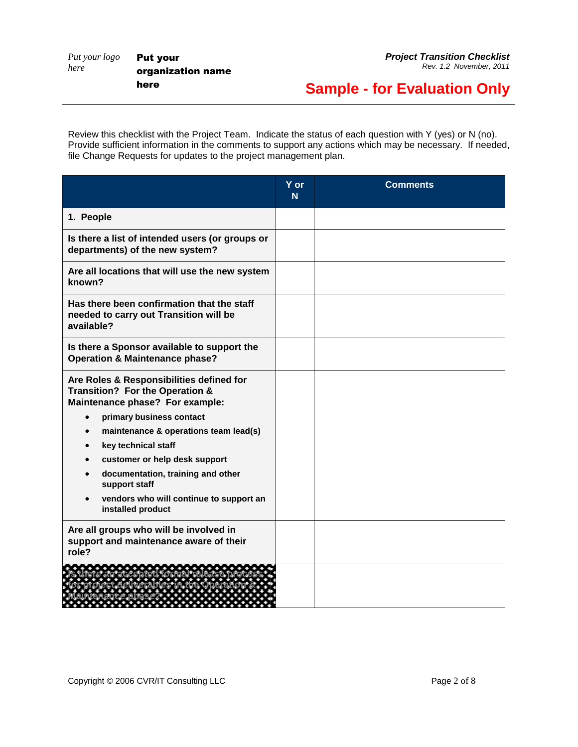Review this checklist with the Project Team. Indicate the status of each question with Y (yes) or N (no). Provide sufficient information in the comments to support any actions which may be necessary. If needed, file Change Requests for updates to the project management plan.

| | Y or N | Comments |
|---|---|---|
| **1. People** | | |
| **Is there a list of intended users (or groups or departments) of the new system?** | | |
| **Are all locations that will use the new system known?** | | |
| **Has there been confirmation that the staff needed to carry out Transition will be available?** | | |
| **Is there a Sponsor available to support the Operation & Maintenance phase?** | | |
| **Are Roles & Responsibilities defined for Transition? For the Operation & Maintenance phase? For example:**<br>• **primary business contact**<br>• **maintenance & operations team lead(s)**<br>• **key technical staff**<br>• **customer or help desk support**<br>• **documentation, training and other support staff**<br>• **vendors who will continue to support an installed product** | | |
| **Are all groups who will be involved in support and maintenance aware of their role?** | | |
| **Is there an accepted formal release process for project deliverables in the Operation & Maintenance phase?** | | |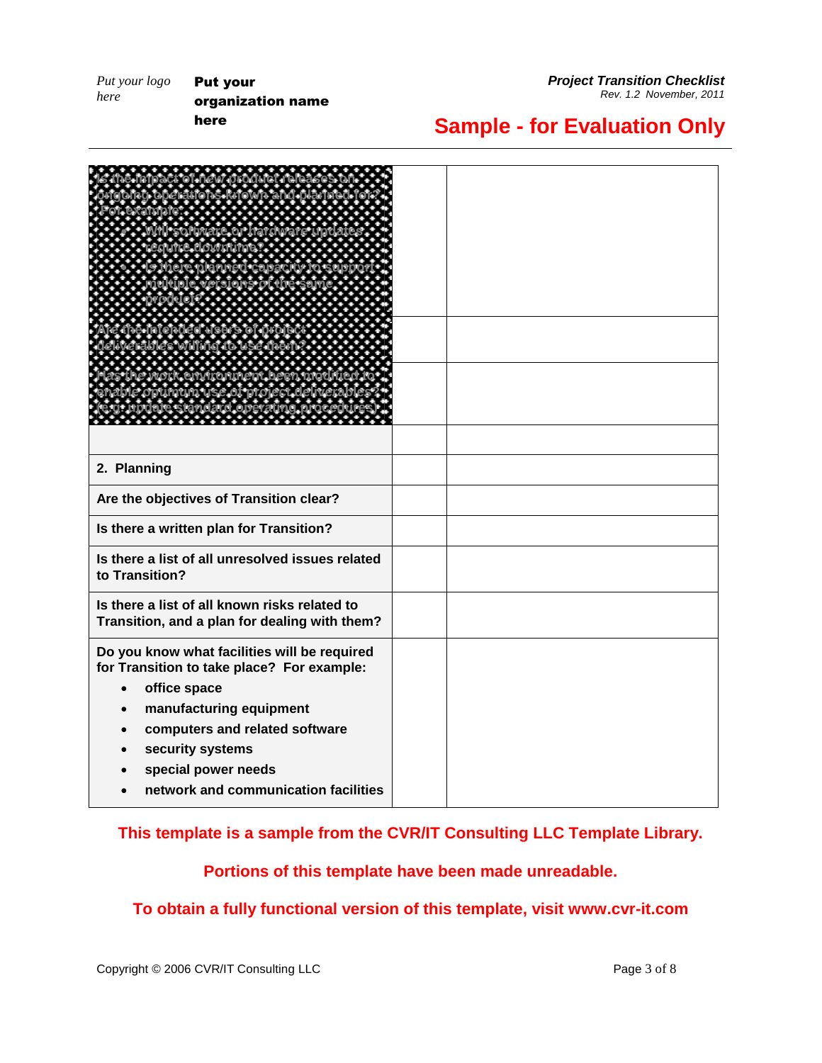Put your logo here

**Put your organization name here**

***Project Transition Checklist***
*Rev. 1.2 November, 2011*

## Sample - for Evaluation Only

| | | |
|---|---|---|
| Is the impact of new product releases on ongoing operations known and planned for? For example:<br>• Will software or hardware updates require downtime?<br>• Is there planned capacity to support multiple versions of the same product? | | |
| Are the intended users of project deliverables willing to use them? | | |
| Has the work environment been modified to enable optimum use of project deliverables? (e.g. update standard operating procedures) | | |
| | | |
| **2. Planning** | | |
| **Are the objectives of Transition clear?** | | |
| **Is there a written plan for Transition?** | | |
| **Is there a list of all unresolved issues related to Transition?** | | |
| **Is there a list of all known risks related to Transition, and a plan for dealing with them?** | | |
| **Do you know what facilities will be required for Transition to take place? For example:**<br>• **office space**<br>• **manufacturing equipment**<br>• **computers and related software**<br>• **security systems**<br>• **special power needs**<br>• **network and communication facilities** | | |

**This template is a sample from the CVR/IT Consulting LLC Template Library.**

**Portions of this template have been made unreadable.**

**To obtain a fully functional version of this template, visit www.cvr-it.com**

Copyright © 2006 CVR/IT Consulting LLC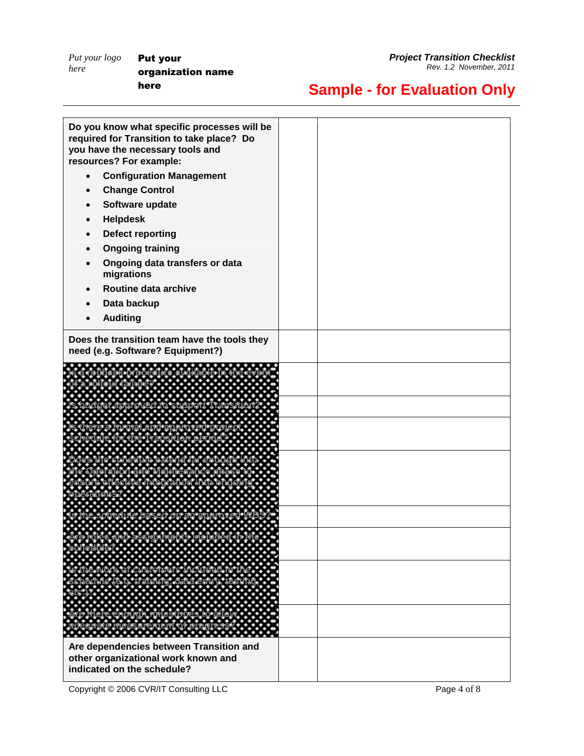**Sample - for Evaluation Only**

| | | |
|---|---|---|
| **Do you know what specific processes will be required for Transition to take place? Do you have the necessary tools and resources? For example:**<br>• **Configuration Management**<br>• **Change Control**<br>• **Software update**<br>• **Helpdesk**<br>• **Defect reporting**<br>• **Ongoing training**<br>• **Ongoing data transfers or data migrations**<br>• **Routine data archive**<br>• **Data backup**<br>• **Auditing** | | |
| **Does the transition team have the tools they need (e.g. Software? Equipment?)** | | |
| Is a rollback procedure available in the event of a rollout failure? | | |
| Is budget approved to support Transition? | | |
| Is there a formal and approved project schedule for the Transition period? | | |
| Does the schedule extend far enough into the Operation and Maintenance phase to ensure effective integration into ongoing operations? | | |
| Is the schedule based on an approved WBS? | | |
| Are roles and assignments included in the schedule? | | |
| Is the work of customers included in the schedule (e.g. training, data entry, testing, etc.)? | | |
| Are there enough milestones to allow adequate measurement of progress? | | |
| **Are dependencies between Transition and other organizational work known and indicated on the schedule?** | | |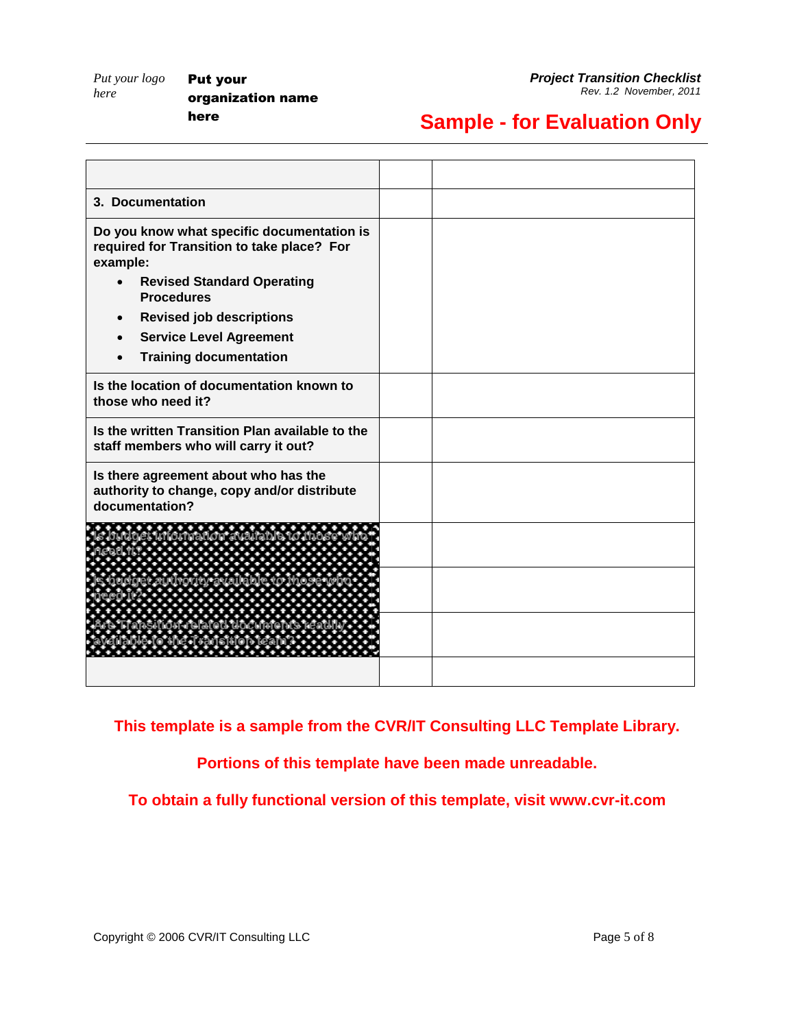Sample - for Evaluation Only

| | | |
|---|---|---|
| **3. Documentation** | | |
| **Do you know what specific documentation is required for Transition to take place? For example:**<br>• **Revised Standard Operating Procedures**<br>• **Revised job descriptions**<br>• **Service Level Agreement**<br>• **Training documentation** | | |
| **Is the location of documentation known to those who need it?** | | |
| **Is the written Transition Plan available to the staff members who will carry it out?** | | |
| **Is there agreement about who has the authority to change, copy and/or distribute documentation?** | | |
| Is budget information available to those who need it? | | |
| Is budget authority available to those who need it? | | |
| Are Transition related documents readily available to the Transition team? | | |
| | | |

**This template is a sample from the CVR/IT Consulting LLC Template Library.**

**Portions of this template have been made unreadable.**

**To obtain a fully functional version of this template, visit www.cvr-it.com**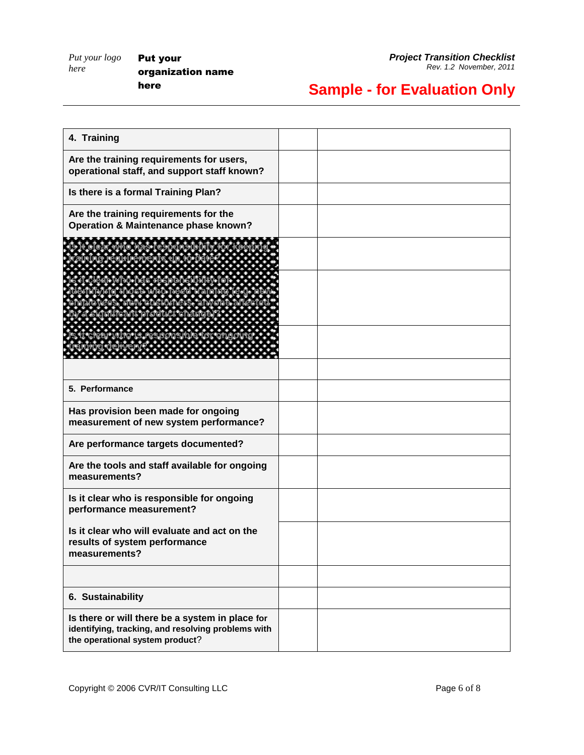| 4. Training | | |
|---|---|---|
| Are the training requirements for users, operational staff, and support staff known? | | |
| Is there is a formal Training Plan? | | |
| Are the training requirements for the Operation & Maintenance phase known? | | |
| Is it clear who has responsibility for keeping training requirements up to date? | | |
| Is it clear who has responsibility for identifying those who need training (e.g. new employees, new customers, anyone affected by a significant product change)? | | |
| Is it clear who is responsible for ongoing training delivery? | | |
| | | |
| **5. Performance** | | |
| Has provision been made for ongoing measurement of new system performance? | | |
| Are performance targets documented? | | |
| Are the tools and staff available for ongoing measurements? | | |
| Is it clear who is responsible for ongoing performance measurement? | | |
| Is it clear who will evaluate and act on the results of system performance measurements? | | |
| | | |
| **6. Sustainability** | | |
| Is there or will there be a system in place for identifying, tracking, and resolving problems with the operational system product? | | |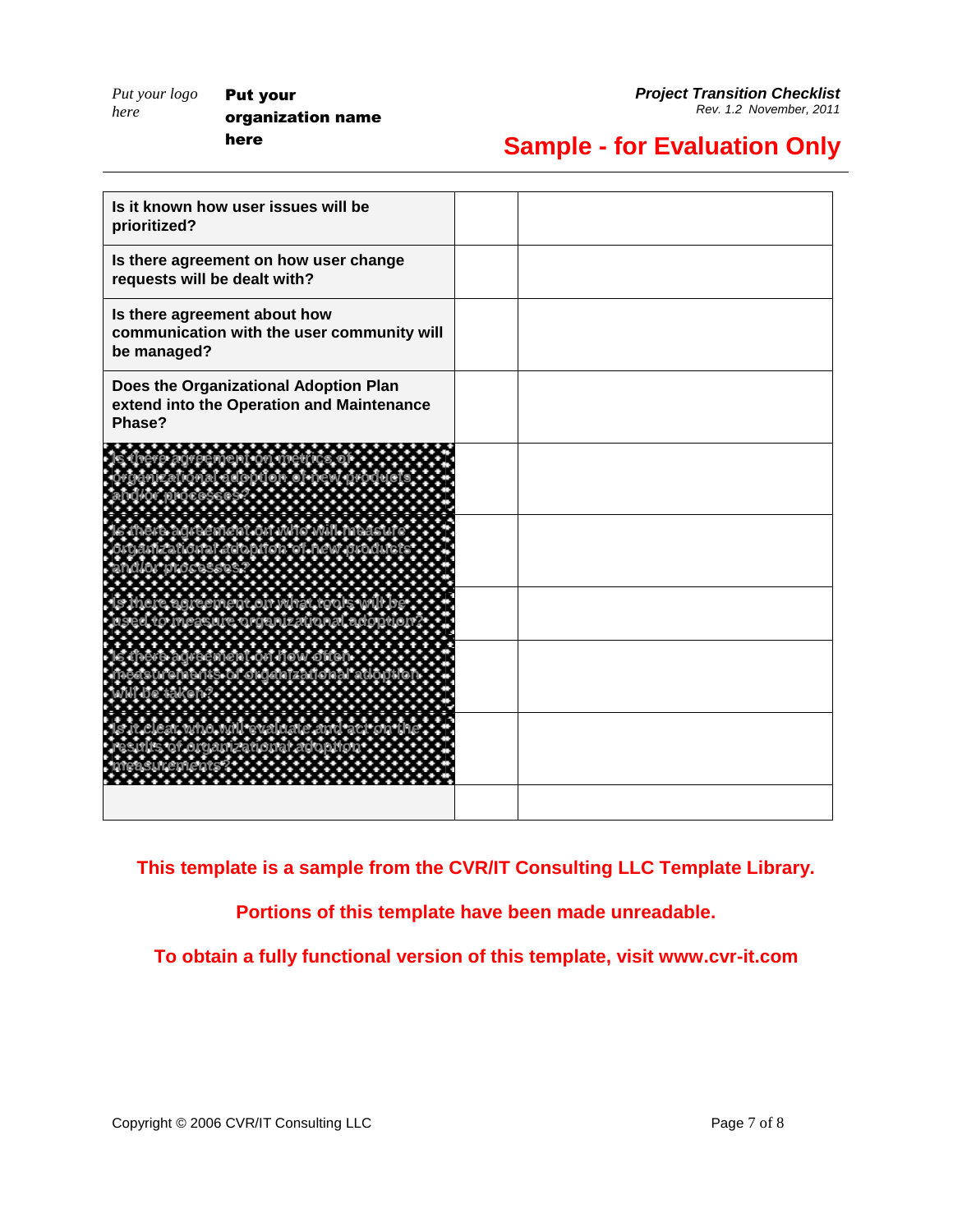| | | |
|---|---|---|
| **Is it known how user issues will be prioritized?** | | |
| **Is there agreement on how user change requests will be dealt with?** | | |
| **Is there agreement about how communication with the user community will be managed?** | | |
| **Does the Organizational Adoption Plan extend into the Operation and Maintenance Phase?** | | |
| Is there agreement on metrics of organizational adoption of new products and/or processes? | | |
| Is there agreement on who will measure organizational adoption of new products and/or processes? | | |
| Is there agreement on what tools will be used to measure organizational adoption? | | |
| Is there agreement on how often measurements of organizational adoption will be taken? | | |
| Is it clear who will evaluate and act on the results of organizational adoption measurements? | | |
| | | |

**This template is a sample from the CVR/IT Consulting LLC Template Library.**

**Portions of this template have been made unreadable.**

**To obtain a fully functional version of this template, visit www.cvr-it.com**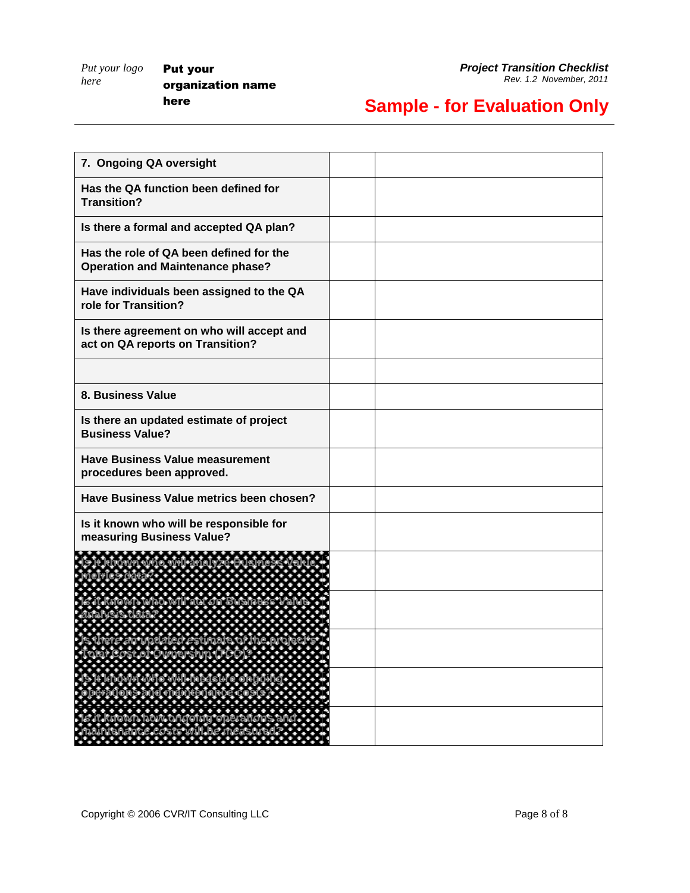| | | |
|---|---|---|
| **7. Ongoing QA oversight** | | |
| **Has the QA function been defined for Transition?** | | |
| **Is there a formal and accepted QA plan?** | | |
| **Has the role of QA been defined for the Operation and Maintenance phase?** | | |
| **Have individuals been assigned to the QA role for Transition?** | | |
| **Is there agreement on who will accept and act on QA reports on Transition?** | | |
| | | |
| **8. Business Value** | | |
| **Is there an updated estimate of project Business Value?** | | |
| **Have Business Value measurement procedures been approved.** | | |
| **Have Business Value metrics been chosen?** | | |
| **Is it known who will be responsible for measuring Business Value?** | | |
| Is it known who will analyze Business Value metrics data? | | |
| Is it known who will act on Business Value analysis data? | | |
| Is there an updated estimate of the project's Total Cost of Ownership (TCO)? | | |
| Is it known who will measure ongoing operations and maintenance costs? | | |
| Is it known how ongoing operations and maintenance costs will be measured? | | |